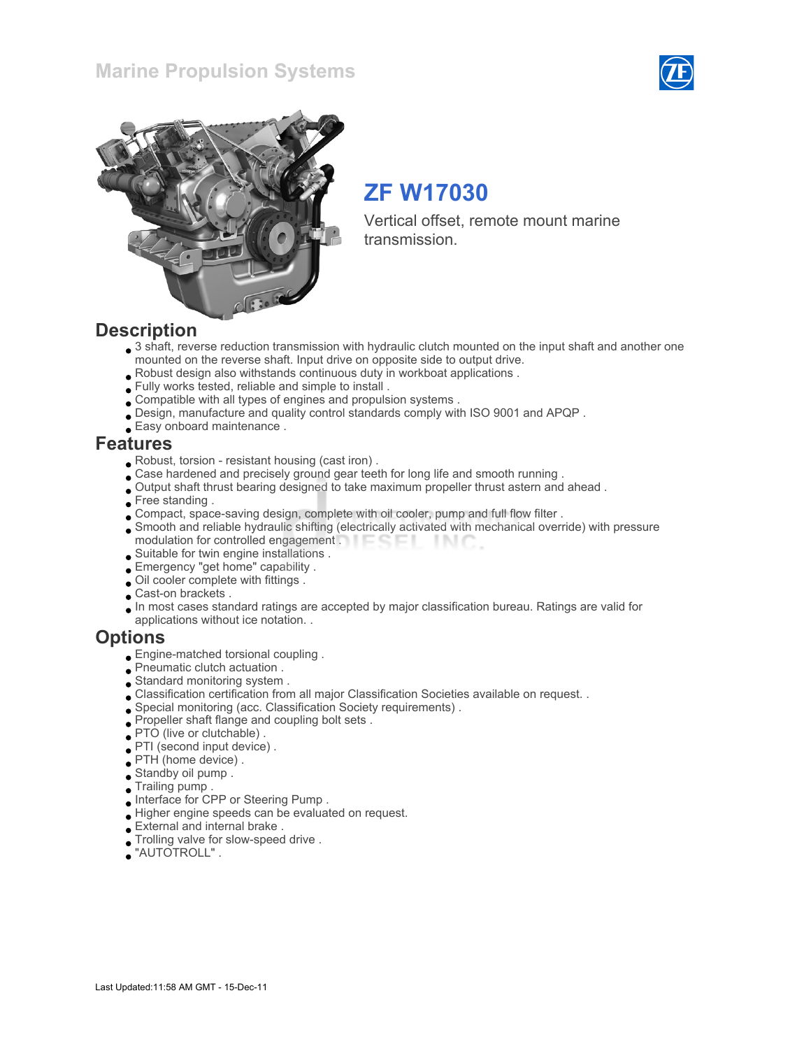# Marine Propulsion Systems

## ZF W17030

Vertical offset, remote mount marine transmission.

## Description

- 3 shaft, reverse reduction transmission with hydraulic clutch mounted on the input shaft and another one mounted on the reverse shaft. Input drive on opposite side to output drive.
- Robust design also withstands continuous duty in workboat applications .
- Fully works tested, reliable and simple to install .
- Compatible with all types of engines and propulsion systems .
- Design, manufacture and quality control standards comply with ISO 9001 and APQP .
- Easy onboard maintenance .

## Features

- Robust, torsion - resistant housing (cast iron) .
- Case hardened and precisely ground gear teeth for long life and smooth running .
- Output shaft thrust bearing designed to take maximum propeller thrust astern and ahead .
- Free standing .
- Compact, space-saving design, complete with oil cooler, pump and full flow filter .
- Smooth and reliable hydraulic shifting (electrically activated with mechanical override) with pressure modulation for controlled engagement .
- Suitable for twin engine installations .
- Emergency "get home" capability .
- Oil cooler complete with fittings .
- Cast-on brackets .
- In most cases standard ratings are accepted by major classification bureau. Ratings are valid for applications without ice notation. .

## Options

- Engine-matched torsional coupling .
- Pneumatic clutch actuation .
- Standard monitoring system .
- Classification certification from all major Classification Societies available on request. .
- Special monitoring (acc. Classification Society requirements) .
- Propeller shaft flange and coupling bolt sets .
- PTO (live or clutchable) .
- PTI (second input device) .
- PTH (home device) .
- Standby oil pump .
- Trailing pump .
- Interface for CPP or Steering Pump .
- Higher engine speeds can be evaluated on request.
- External and internal brake .
- Trolling valve for slow-speed drive .
- "AUTOTROLL" .

Last Updated:11:58 AM GMT - 15-Dec-11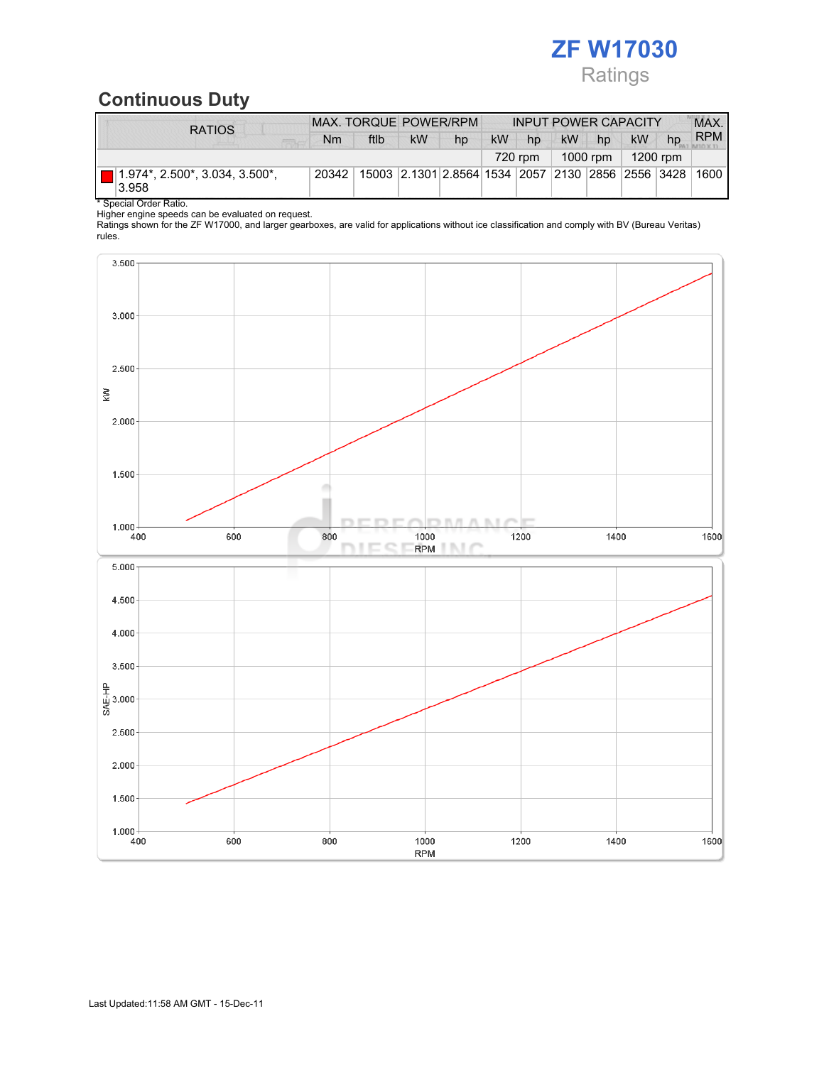**ZF W17030**

Ratings

## Continuous Duty

| RATIOS | MAX. TORQUE | | POWER/RPM | | INPUT POWER CAPACITY | | | | | | MAX. RPM |
|---|---|---|---|---|---|---|---|---|---|---|---|
| | Nm | ftlb | kW | hp | kW | hp | kW | hp | kW | hp | |
| | | | | | 720 rpm | | 1000 rpm | | 1200 rpm | | |
| 1.974*, 2.500*, 3.034, 3.500*, 3.958 | 20342 | 15003 | 2.1301 | 2.8564 | 1534 | 2057 | 2130 | 2856 | 2556 | 3428 | 1600 |

\* Special Order Ratio.
Higher engine speeds can be evaluated on request.
Ratings shown for the ZF W17000, and larger gearboxes, are valid for applications without ice classification and comply with BV (Bureau Veritas) rules.

Last Updated:11:58 AM GMT - 15-Dec-11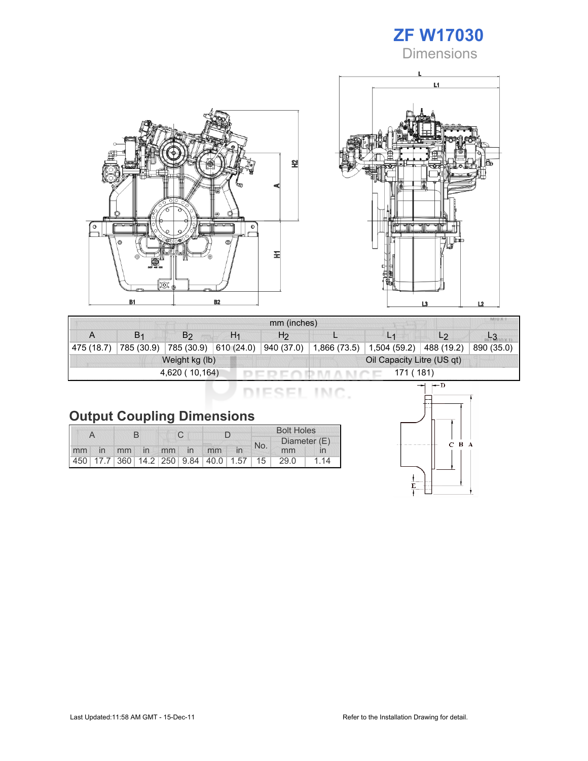# ZF W17030

## Dimensions

| mm (inches) | | | | | | | | |
|---|---|---|---|---|---|---|---|---|
| A | $B_1$ | $B_2$ | $H_1$ | $H_2$ | L | $L_1$ | $L_2$ | $L_3$ |
| 475 (18.7) | 785 (30.9) | 785 (30.9) | 610 (24.0) | 940 (37.0) | 1,866 (73.5) | 1,504 (59.2) | 488 (19.2) | 890 (35.0) |

| Weight kg (lb) | Oil Capacity Litre (US qt) |
|---|---|
| 4,620 ( 10,164) | 171 ( 181) |

## Output Coupling Dimensions

| A | | B | | C | | D | | Bolt Holes | | |
|---|---|---|---|---|---|---|---|---|---|---|
| | | | | | | | | No. | Diameter (E) | |
| mm | in | mm | in | mm | in | mm | in | | mm | in |
| 450 | 17.7 | 360 | 14.2 | 250 | 9.84 | 40.0 | 1.57 | 15 | 29.0 | 1.14 |

Last Updated:11:58 AM GMT - 15-Dec-11

Refer to the Installation Drawing for detail.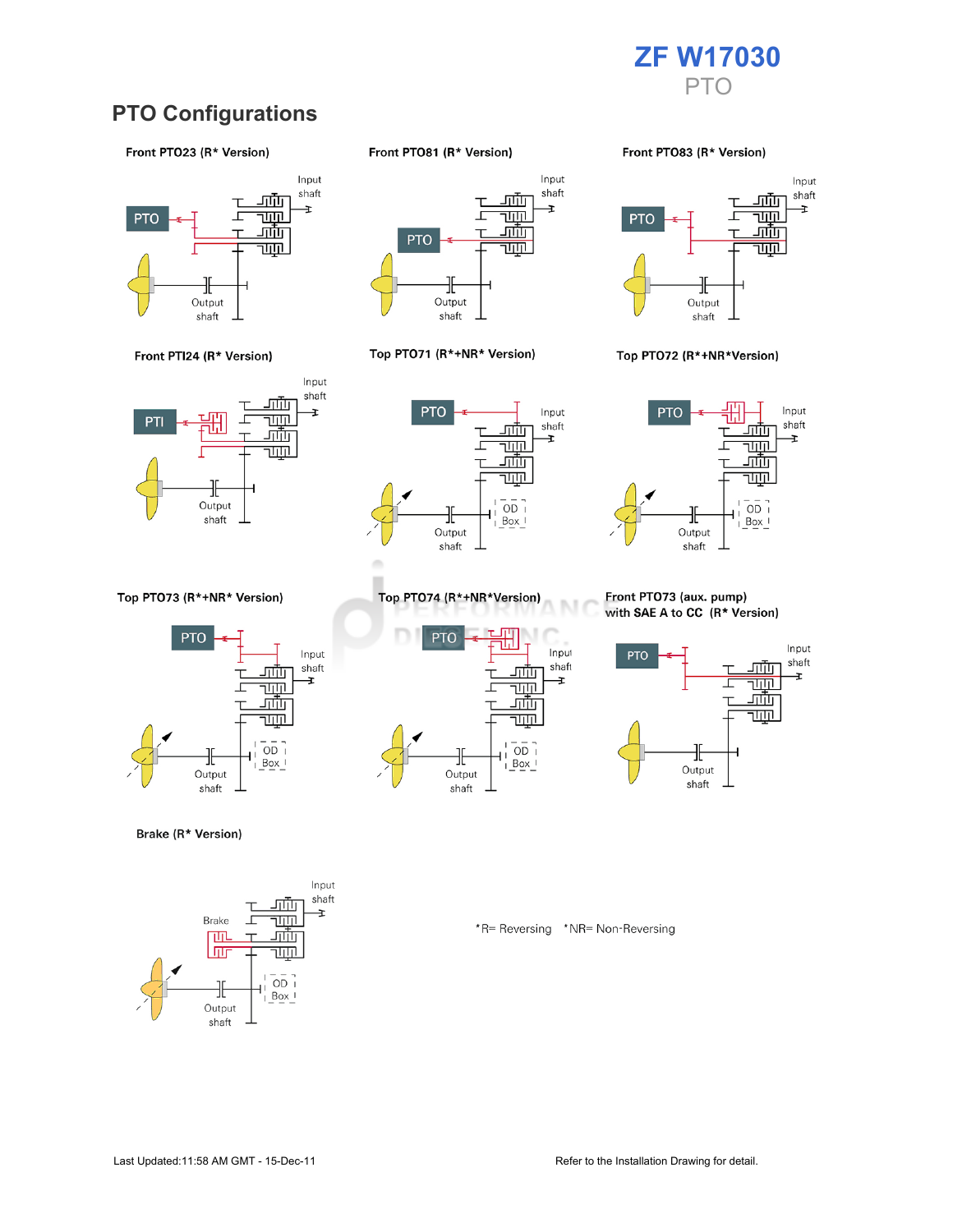# ZF W17030

## PTO

## PTO Configurations

**Front PTO23 (R* Version)**

PTO
Input shaft
Output shaft

**Front PTO81 (R* Version)**

PTO
Input shaft
Output shaft

**Front PTO83 (R* Version)**

PTO
Input shaft
Output shaft

**Front PTI24 (R* Version)**

PTI
Input shaft
Output shaft

**Top PTO71 (R*+NR* Version)**

PTO
Input shaft
OD Box
Output shaft

**Top PTO72 (R*+NR*Version)**

PTO
Input shaft
OD Box
Output shaft

**Top PTO73 (R*+NR* Version)**

PTO
Input shaft
OD Box
Output shaft

**Top PTO74 (R*+NR*Version)**

PTO
Input shaft
OD Box
Output shaft

**Front PTO73 (aux. pump) with SAE A to CC (R* Version)**

PTO
Input shaft
Output shaft

**Brake (R* Version)**

Brake
Input shaft
OD Box
Output shaft

*R= Reversing *NR= Non-Reversing

Last Updated:11:58 AM GMT - 15-Dec-11

Refer to the Installation Drawing for detail.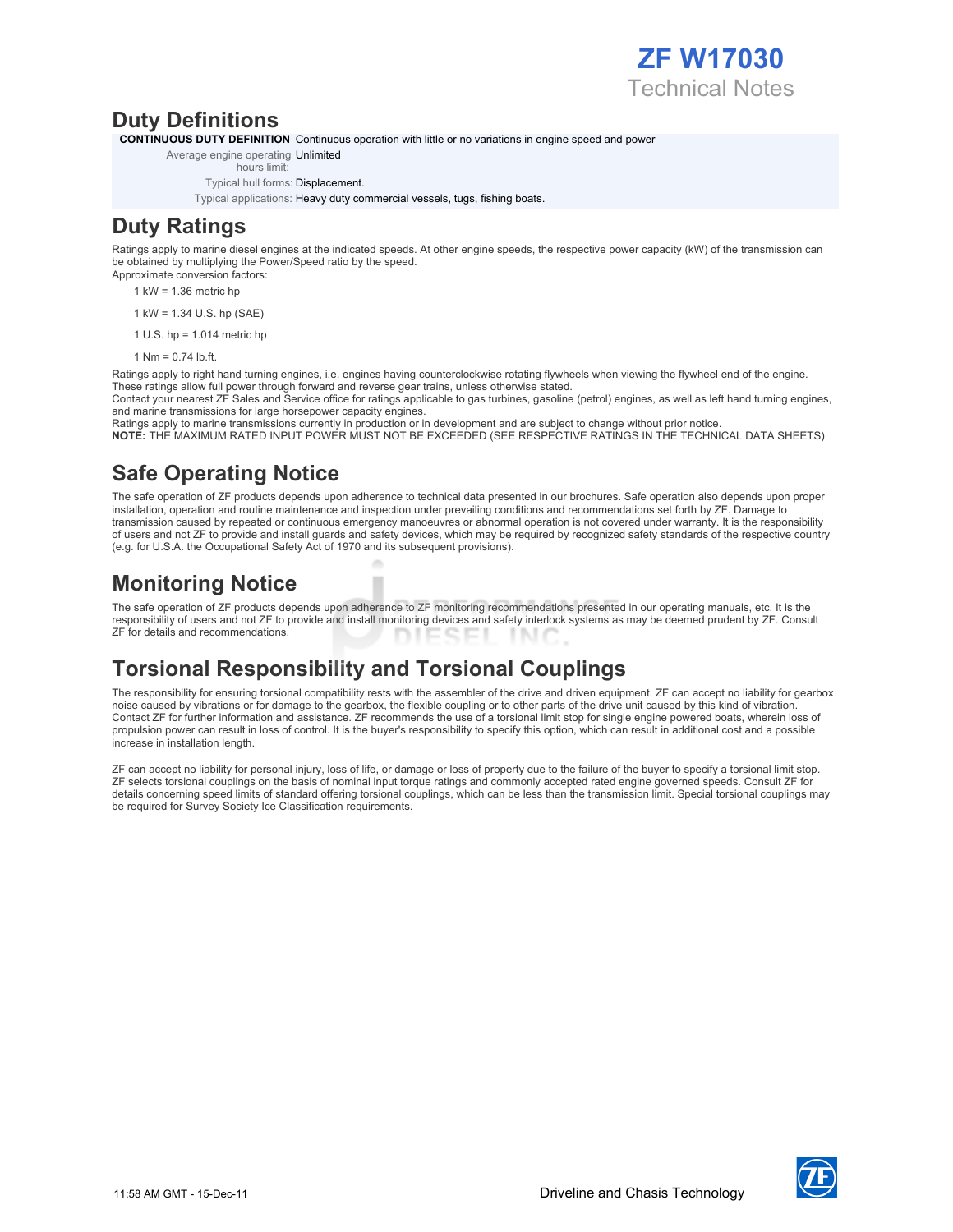# ZF W17030

Technical Notes

## Duty Definitions

| | |
|---|---|
| **CONTINUOUS DUTY DEFINITION** | Continuous operation with little or no variations in engine speed and power |
| Average engine operating hours limit: | Unlimited |
| Typical hull forms: | Displacement. |
| Typical applications: | Heavy duty commercial vessels, tugs, fishing boats. |

## Duty Ratings

Ratings apply to marine diesel engines at the indicated speeds. At other engine speeds, the respective power capacity (kW) of the transmission can be obtained by multiplying the Power/Speed ratio by the speed.
Approximate conversion factors:

1 kW = 1.36 metric hp

1 kW = 1.34 U.S. hp (SAE)

1 U.S. hp = 1.014 metric hp

1 Nm = 0.74 lb.ft.

Ratings apply to right hand turning engines, i.e. engines having counterclockwise rotating flywheels when viewing the flywheel end of the engine. These ratings allow full power through forward and reverse gear trains, unless otherwise stated.
Contact your nearest ZF Sales and Service office for ratings applicable to gas turbines, gasoline (petrol) engines, as well as left hand turning engines, and marine transmissions for large horsepower capacity engines.
Ratings apply to marine transmissions currently in production or in development and are subject to change without prior notice.
**NOTE:** THE MAXIMUM RATED INPUT POWER MUST NOT BE EXCEEDED (SEE RESPECTIVE RATINGS IN THE TECHNICAL DATA SHEETS)

## Safe Operating Notice

The safe operation of ZF products depends upon adherence to technical data presented in our brochures. Safe operation also depends upon proper installation, operation and routine maintenance and inspection under prevailing conditions and recommendations set forth by ZF. Damage to transmission caused by repeated or continuous emergency manoeuvres or abnormal operation is not covered under warranty. It is the responsibility of users and not ZF to provide and install guards and safety devices, which may be required by recognized safety standards of the respective country (e.g. for U.S.A. the Occupational Safety Act of 1970 and its subsequent provisions).

## Monitoring Notice

The safe operation of ZF products depends upon adherence to ZF monitoring recommendations presented in our operating manuals, etc. It is the responsibility of users and not ZF to provide and install monitoring devices and safety interlock systems as may be deemed prudent by ZF. Consult ZF for details and recommendations.

## Torsional Responsibility and Torsional Couplings

The responsibility for ensuring torsional compatibility rests with the assembler of the drive and driven equipment. ZF can accept no liability for gearbox noise caused by vibrations or for damage to the gearbox, the flexible coupling or to other parts of the drive unit caused by this kind of vibration. Contact ZF for further information and assistance. ZF recommends the use of a torsional limit stop for single engine powered boats, wherein loss of propulsion power can result in loss of control. It is the buyer's responsibility to specify this option, which can result in additional cost and a possible increase in installation length.

ZF can accept no liability for personal injury, loss of life, or damage or loss of property due to the failure of the buyer to specify a torsional limit stop. ZF selects torsional couplings on the basis of nominal input torque ratings and commonly accepted rated engine governed speeds. Consult ZF for details concerning speed limits of standard offering torsional couplings, which can be less than the transmission limit. Special torsional couplings may be required for Survey Society Ice Classification requirements.